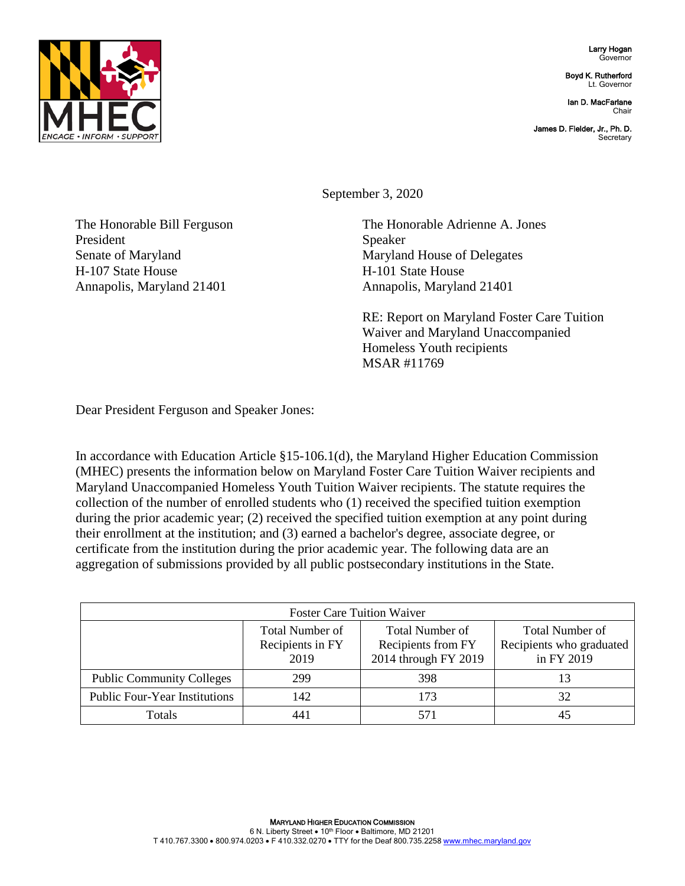Larry Hogan
Governor

Boyd K. Rutherford
Lt. Governor

Ian D. MacFarlane
Chair

James D. Fielder, Jr., Ph. D.
Secretary

September 3, 2020

The Honorable Bill Ferguson
President
Senate of Maryland
H-107 State House
Annapolis, Maryland 21401

The Honorable Adrienne A. Jones
Speaker
Maryland House of Delegates
H-101 State House
Annapolis, Maryland 21401

RE: Report on Maryland Foster Care Tuition Waiver and Maryland Unaccompanied Homeless Youth recipients
MSAR #11769

Dear President Ferguson and Speaker Jones:

In accordance with Education Article §15-106.1(d), the Maryland Higher Education Commission (MHEC) presents the information below on Maryland Foster Care Tuition Waiver recipients and Maryland Unaccompanied Homeless Youth Tuition Waiver recipients. The statute requires the collection of the number of enrolled students who (1) received the specified tuition exemption during the prior academic year; (2) received the specified tuition exemption at any point during their enrollment at the institution; and (3) earned a bachelor's degree, associate degree, or certificate from the institution during the prior academic year. The following data are an aggregation of submissions provided by all public postsecondary institutions in the State.

| Foster Care Tuition Waiver | | | |
|---|---|---|---|
| | Total Number of Recipients in FY 2019 | Total Number of Recipients from FY 2014 through FY 2019 | Total Number of Recipients who graduated in FY 2019 |
| Public Community Colleges | 299 | 398 | 13 |
| Public Four-Year Institutions | 142 | 173 | 32 |
| Totals | 441 | 571 | 45 |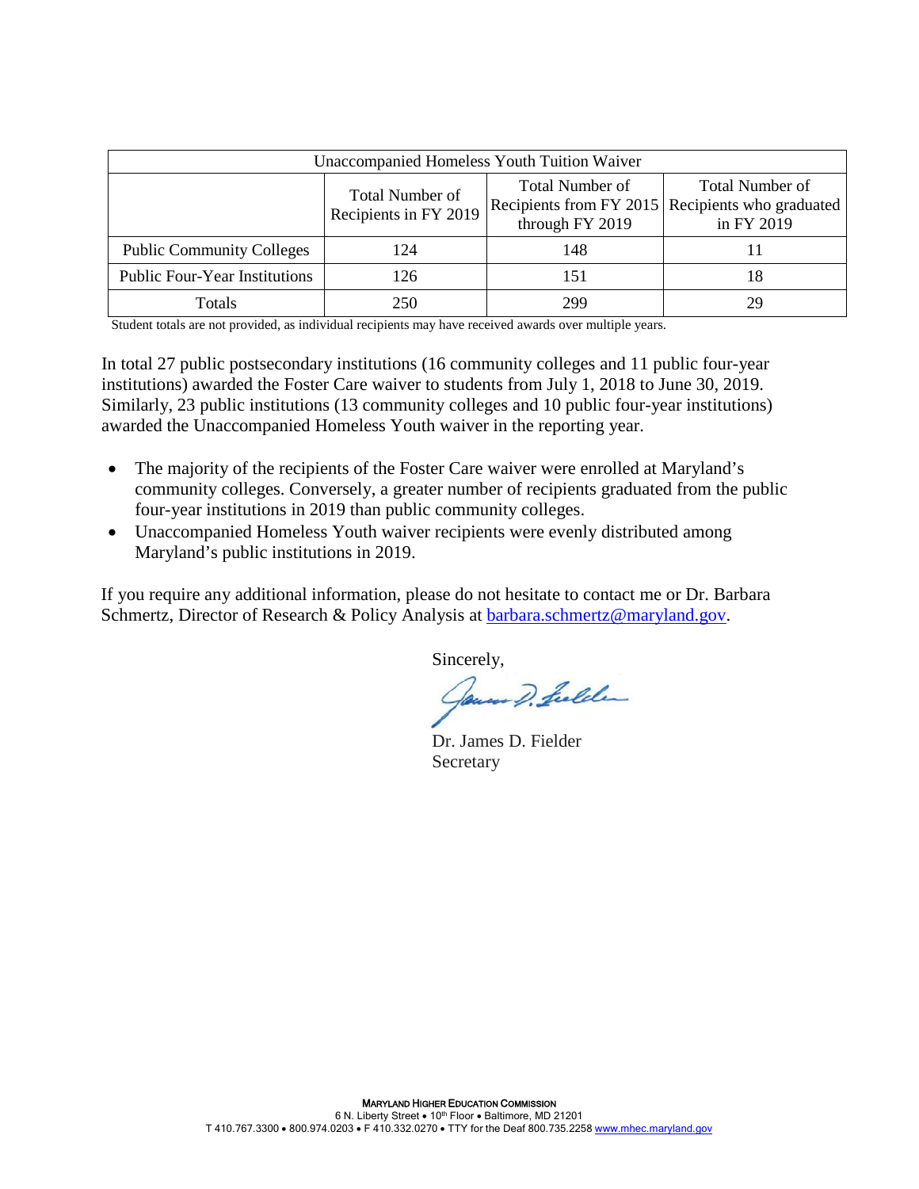| Unaccompanied Homeless Youth Tuition Waiver | | | |
| --- | --- | --- | --- |
| | Total Number of Recipients in FY 2019 | Total Number of Recipients from FY 2015 through FY 2019 | Total Number of Recipients who graduated in FY 2019 |
| Public Community Colleges | 124 | 148 | 11 |
| Public Four-Year Institutions | 126 | 151 | 18 |
| Totals | 250 | 299 | 29 |

Student totals are not provided, as individual recipients may have received awards over multiple years.

In total 27 public postsecondary institutions (16 community colleges and 11 public four-year institutions) awarded the Foster Care waiver to students from July 1, 2018 to June 30, 2019. Similarly, 23 public institutions (13 community colleges and 10 public four-year institutions) awarded the Unaccompanied Homeless Youth waiver in the reporting year.

- The majority of the recipients of the Foster Care waiver were enrolled at Maryland's community colleges. Conversely, a greater number of recipients graduated from the public four-year institutions in 2019 than public community colleges.
- Unaccompanied Homeless Youth waiver recipients were evenly distributed among Maryland's public institutions in 2019.

If you require any additional information, please do not hesitate to contact me or Dr. Barbara Schmertz, Director of Research & Policy Analysis at barbara.schmertz@maryland.gov.

Sincerely,

Dr. James D. Fielder
Secretary

**MARYLAND HIGHER EDUCATION COMMISSION**
6 N. Liberty Street • 10th Floor • Baltimore, MD 21201
T 410.767.3300 • 800.974.0203 • F 410.332.0270 • TTY for the Deaf 800.735.2258 www.mhec.maryland.gov